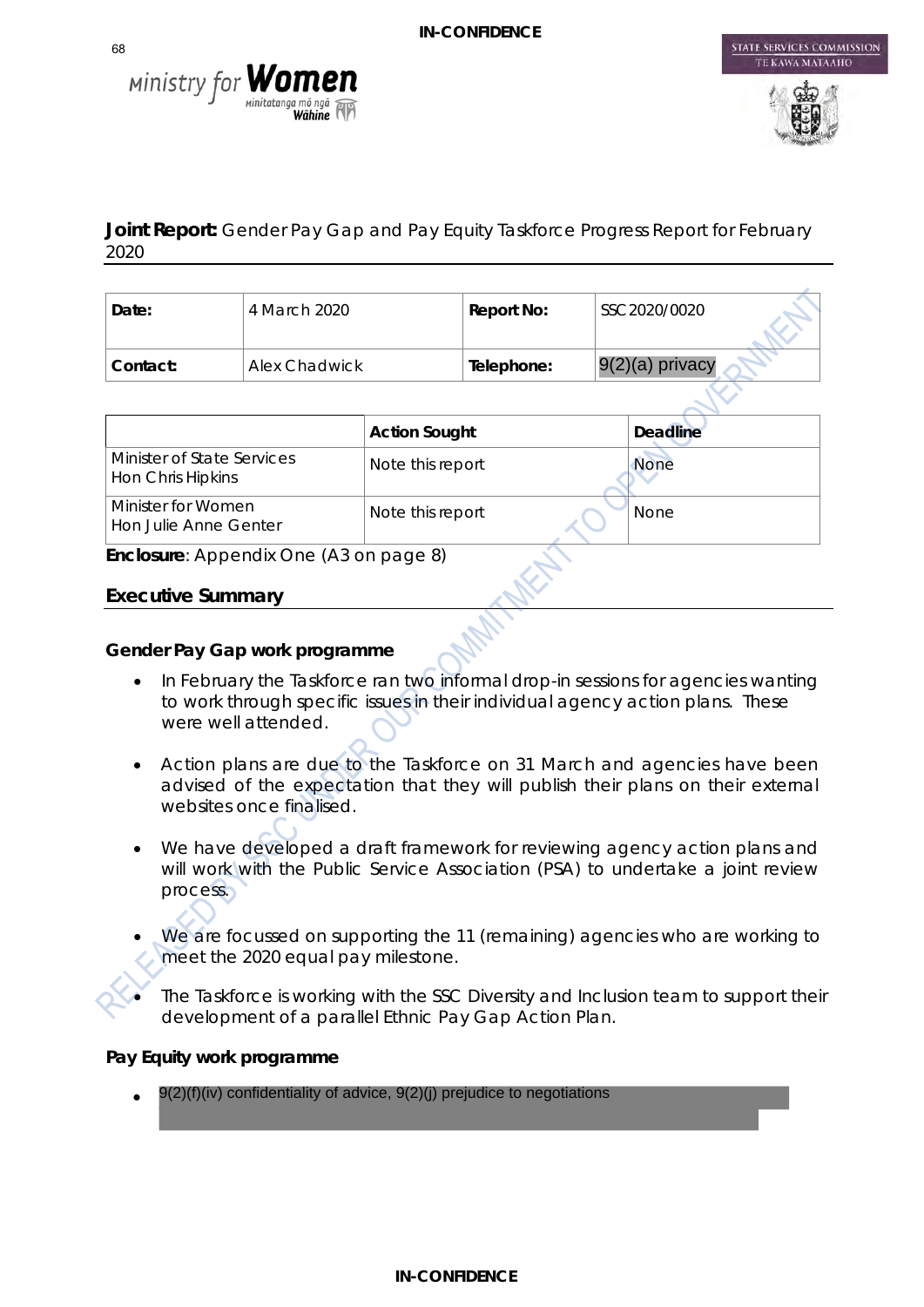**IN-CONFIDENCE**

Ministry for Women
Minitatanga mō ngā Wāhine

STATE SERVICES COMMISSION
TE KAWA MATAAHO

## Joint Report: Gender Pay Gap and Pay Equity Taskforce Progress Report for February 2020

| Date: | 4 March 2020 | Report No: | SSC 2020/0020 |
| --- | --- | --- | --- |
| Contact: | Alex Chadwick | Telephone: | 9(2)(a) privacy |

| | Action Sought | Deadline |
| --- | --- | --- |
| Minister of State Services Hon Chris Hipkins | Note this report | None |
| Minister for Women Hon Julie Anne Genter | Note this report | None |

**Enclosure**: Appendix One (A3 on page 8)

## Executive Summary

### Gender Pay Gap work programme

- In February the Taskforce ran two informal drop-in sessions for agencies wanting to work through specific issues in their individual agency action plans. These were well attended.
- Action plans are due to the Taskforce on 31 March and agencies have been advised of the expectation that they will publish their plans on their external websites once finalised.
- We have developed a draft framework for reviewing agency action plans and will work with the Public Service Association (PSA) to undertake a joint review process.
- We are focussed on supporting the 11 (remaining) agencies who are working to meet the 2020 equal pay milestone.
- The Taskforce is working with the SSC Diversity and Inclusion team to support their development of a parallel Ethnic Pay Gap Action Plan.

### Pay Equity work programme

- 9(2)(f)(iv) confidentiality of advice, 9(2)(j) prejudice to negotiations

RELEASED BY SSC UNDER OUR COMMITMENT TO OPEN GOVERNMENT

**IN-CONFIDENCE**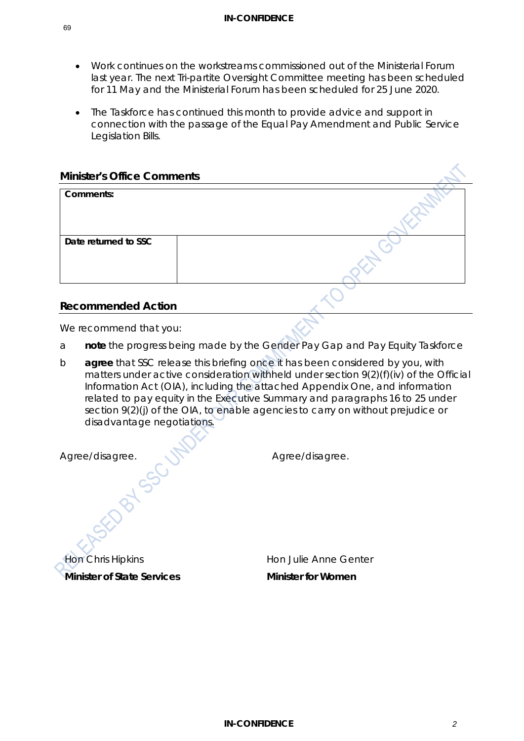- Work continues on the workstreams commissioned out of the Ministerial Forum last year. The next Tri-partite Oversight Committee meeting has been scheduled for 11 May and the Ministerial Forum has been scheduled for 25 June 2020.
- The Taskforce has continued this month to provide advice and support in connection with the passage of the Equal Pay Amendment and Public Service Legislation Bills.

## Minister's Office Comments

| **Comments:** | |
|---|---|
| **Date returned to SSC** | |

## Recommended Action

We recommend that you:

a **note** the progress being made by the Gender Pay Gap and Pay Equity Taskforce

b **agree** that SSC release this briefing once it has been considered by you, with matters under active consideration withheld under section 9(2)(f)(iv) of the Official Information Act (OIA), including the attached Appendix One, and information related to pay equity in the Executive Summary and paragraphs 16 to 25 under section 9(2)(j) of the OIA, to enable agencies to carry on without prejudice or disadvantage negotiations.

Agree/disagree.

Agree/disagree.

Hon Chris Hipkins
**Minister of State Services**

Hon Julie Anne Genter
**Minister for Women**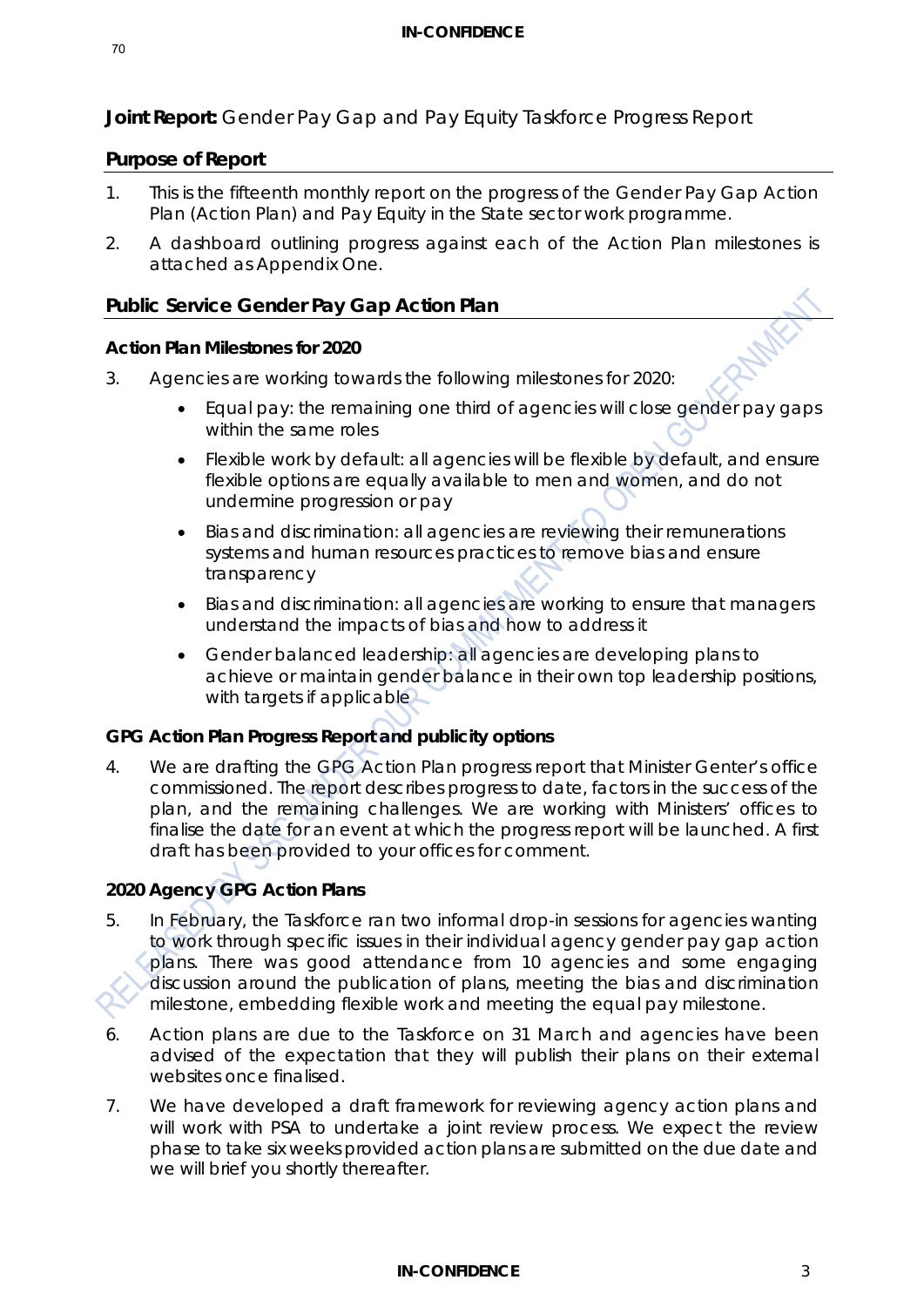## Joint Report: Gender Pay Gap and Pay Equity Taskforce Progress Report

### Purpose of Report

1. This is the fifteenth monthly report on the progress of the Gender Pay Gap Action Plan (Action Plan) and Pay Equity in the State sector work programme.
2. A dashboard outlining progress against each of the Action Plan milestones is attached as Appendix One.

### Public Service Gender Pay Gap Action Plan

#### Action Plan Milestones for 2020

3. Agencies are working towards the following milestones for 2020:
   - Equal pay: the remaining one third of agencies will close gender pay gaps within the same roles
   - Flexible work by default: all agencies will be flexible by default, and ensure flexible options are equally available to men and women, and do not undermine progression or pay
   - Bias and discrimination: all agencies are reviewing their remunerations systems and human resources practices to remove bias and ensure transparency
   - Bias and discrimination: all agencies are working to ensure that managers understand the impacts of bias and how to address it
   - Gender balanced leadership: all agencies are developing plans to achieve or maintain gender balance in their own top leadership positions, with targets if applicable

#### GPG Action Plan Progress Report and publicity options

4. We are drafting the GPG Action Plan progress report that Minister Genter's office commissioned. The report describes progress to date, factors in the success of the plan, and the remaining challenges. We are working with Ministers' offices to finalise the date for an event at which the progress report will be launched. A first draft has been provided to your offices for comment.

#### 2020 Agency GPG Action Plans

5. In February, the Taskforce ran two informal drop-in sessions for agencies wanting to work through specific issues in their individual agency gender pay gap action plans. There was good attendance from 10 agencies and some engaging discussion around the publication of plans, meeting the bias and discrimination milestone, embedding flexible work and meeting the equal pay milestone.
6. Action plans are due to the Taskforce on 31 March and agencies have been advised of the expectation that they will publish their plans on their external websites once finalised.
7. We have developed a draft framework for reviewing agency action plans and will work with PSA to undertake a joint review process. We expect the review phase to take six weeks provided action plans are submitted on the due date and we will brief you shortly thereafter.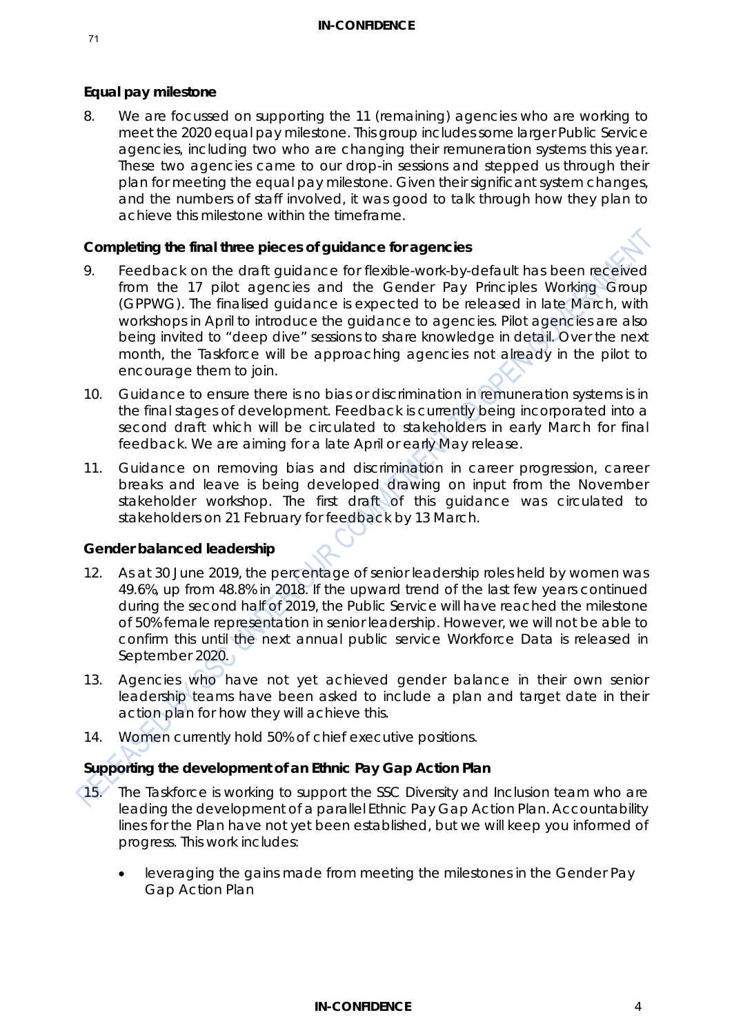**Equal pay milestone**

8. We are focussed on supporting the 11 (remaining) agencies who are working to meet the 2020 equal pay milestone. This group includes some larger Public Service agencies, including two who are changing their remuneration systems this year. These two agencies came to our drop-in sessions and stepped us through their plan for meeting the equal pay milestone. Given their significant system changes, and the numbers of staff involved, it was good to talk through how they plan to achieve this milestone within the timeframe.

**Completing the final three pieces of guidance for agencies**

9. Feedback on the draft guidance for flexible-work-by-default has been received from the 17 pilot agencies and the Gender Pay Principles Working Group (GPPWG). The finalised guidance is expected to be released in late March, with workshops in April to introduce the guidance to agencies. Pilot agencies are also being invited to "deep dive" sessions to share knowledge in detail. Over the next month, the Taskforce will be approaching agencies not already in the pilot to encourage them to join.

10. Guidance to ensure there is no bias or discrimination in remuneration systems is in the final stages of development. Feedback is currently being incorporated into a second draft which will be circulated to stakeholders in early March for final feedback. We are aiming for a late April or early May release.

11. Guidance on removing bias and discrimination in career progression, career breaks and leave is being developed drawing on input from the November stakeholder workshop. The first draft of this guidance was circulated to stakeholders on 21 February for feedback by 13 March.

**Gender balanced leadership**

12. As at 30 June 2019, the percentage of senior leadership roles held by women was 49.6%, up from 48.8% in 2018. If the upward trend of the last few years continued during the second half of 2019, the Public Service will have reached the milestone of 50% female representation in senior leadership. However, we will not be able to confirm this until the next annual public service Workforce Data is released in September 2020.

13. Agencies who have not yet achieved gender balance in their own senior leadership teams have been asked to include a plan and target date in their action plan for how they will achieve this.

14. Women currently hold 50% of chief executive positions.

**Supporting the development of an Ethnic Pay Gap Action Plan**

15. The Taskforce is working to support the SSC Diversity and Inclusion team who are leading the development of a parallel Ethnic Pay Gap Action Plan. Accountability lines for the Plan have not yet been established, but we will keep you informed of progress. This work includes:

   - leveraging the gains made from meeting the milestones in the Gender Pay Gap Action Plan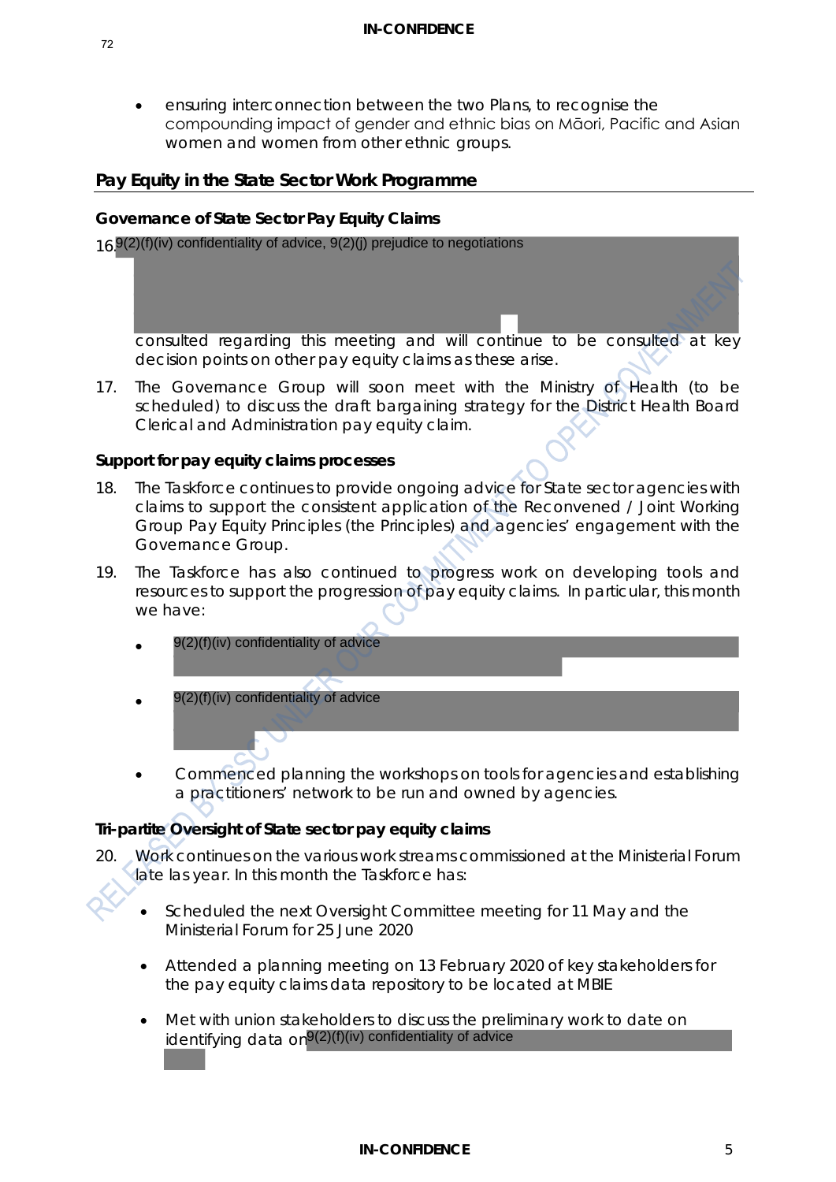- ensuring interconnection between the two Plans, to recognise the compounding impact of gender and ethnic bias on Māori, Pacific and Asian women and women from other ethnic groups.

## Pay Equity in the State Sector Work Programme

### Governance of State Sector Pay Equity Claims

16. 9(2)(f)(iv) confidentiality of advice, 9(2)(j) prejudice to negotiations consulted regarding this meeting and will continue to be consulted at key decision points on other pay equity claims as these arise.

17. The Governance Group will soon meet with the Ministry of Health (to be scheduled) to discuss the draft bargaining strategy for the District Health Board Clerical and Administration pay equity claim.

### Support for pay equity claims processes

18. The Taskforce continues to provide ongoing advice for State sector agencies with claims to support the consistent application of the Reconvened / Joint Working Group Pay Equity Principles (the Principles) and agencies' engagement with the Governance Group.

19. The Taskforce has also continued to progress work on developing tools and resources to support the progression of pay equity claims. In particular, this month we have:

    - 9(2)(f)(iv) confidentiality of advice
    - 9(2)(f)(iv) confidentiality of advice
    - Commenced planning the workshops on tools for agencies and establishing a practitioners' network to be run and owned by agencies.

### Tri-partite Oversight of State sector pay equity claims

20. Work continues on the various work streams commissioned at the Ministerial Forum late las year. In this month the Taskforce has:

    - Scheduled the next Oversight Committee meeting for 11 May and the Ministerial Forum for 25 June 2020
    - Attended a planning meeting on 13 February 2020 of key stakeholders for the pay equity claims data repository to be located at MBIE
    - Met with union stakeholders to discuss the preliminary work to date on identifying data on 9(2)(f)(iv) confidentiality of advice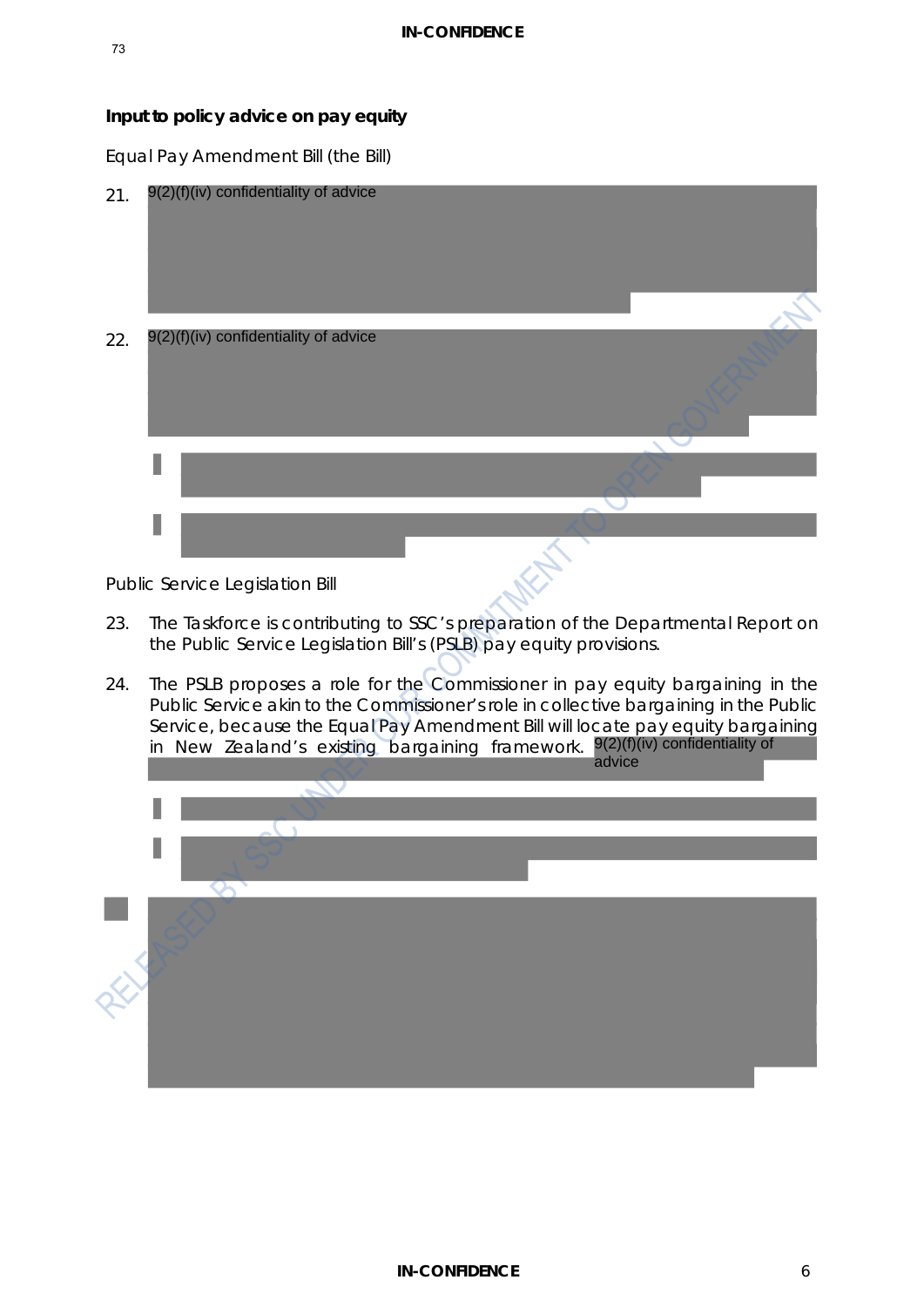**Input to policy advice on pay equity**

Equal Pay Amendment Bill (the Bill)

21. 9(2)(f)(iv) confidentiality of advice

22. 9(2)(f)(iv) confidentiality of advice

Public Service Legislation Bill

23. The Taskforce is contributing to SSC's preparation of the Departmental Report on the Public Service Legislation Bill's (PSLB) pay equity provisions.

24. The PSLB proposes a role for the Commissioner in pay equity bargaining in the Public Service akin to the Commissioner's role in collective bargaining in the Public Service, because the Equal Pay Amendment Bill will locate pay equity bargaining in New Zealand's existing bargaining framework. 9(2)(f)(iv) confidentiality of advice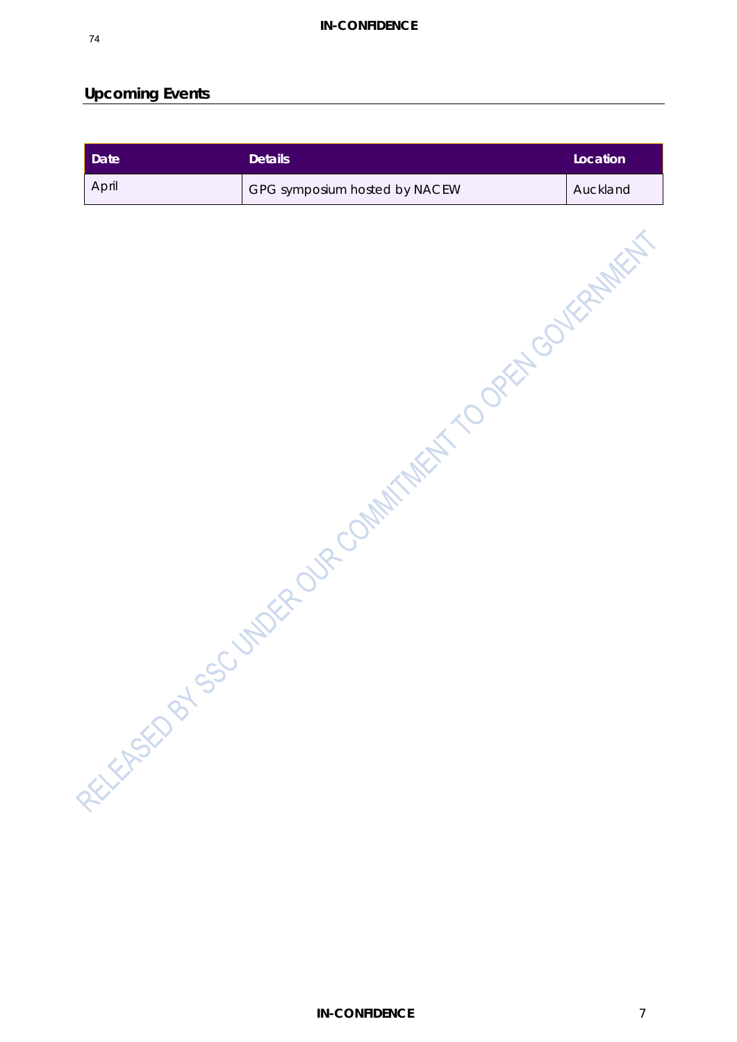## Upcoming Events

| Date | Details | Location |
| --- | --- | --- |
| April | GPG symposium hosted by NACEW | Auckland |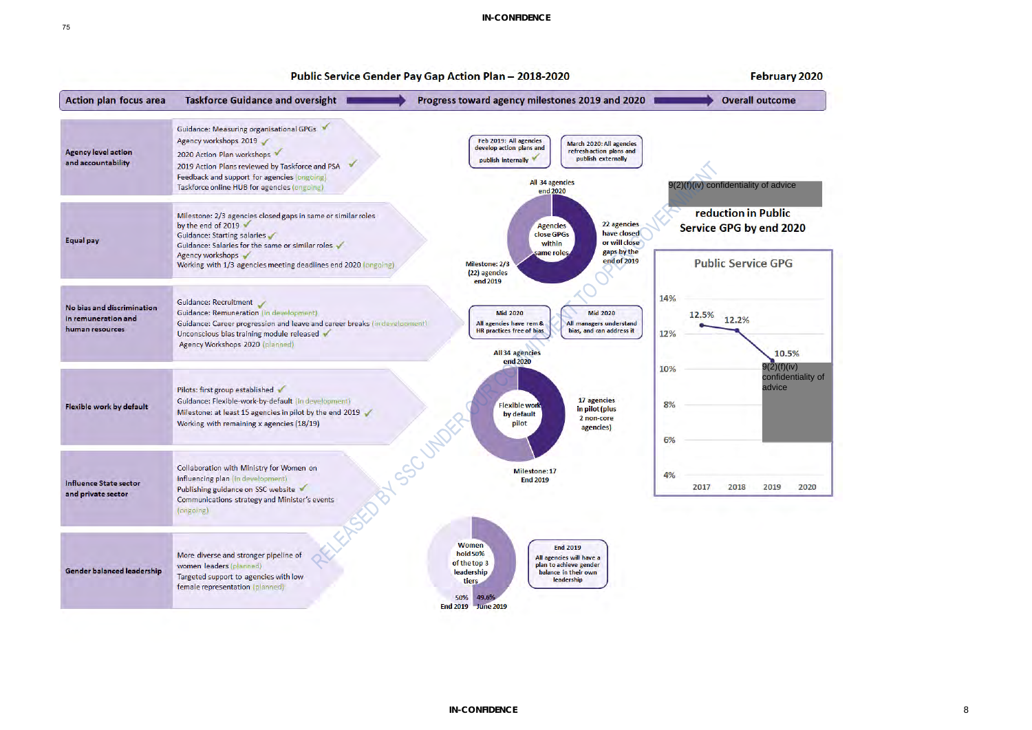# Public Service Gender Pay Gap Action Plan – 2018-2020

February 2020

Action plan focus area | Taskforce Guidance and oversight → Progress toward agency milestones 2019 and 2020 → Overall outcome

## Agency level action and accountability

- Guidance: Measuring organisational GPGs ✓
- Agency workshops 2019 ✓
- 2020 Action Plan workshops ✓
- 2019 Action Plans reviewed by Taskforce and PSA ✓
- Feedback and support for agencies (ongoing)
- Taskforce online HUB for agencies (ongoing)

Feb 2019: All agencies develop action plans and publish internally ✓

March 2020: All agencies refresh action plans and publish externally

## Equal pay

- Milestone: 2/3 agencies closed gaps in same or similar roles by the end of 2019 ✓
- Guidance: Starting salaries ✓
- Guidance: Salaries for the same or similar roles ✓
- Agency workshops ✓
- Working with 1/3 agencies meeting deadlines end 2020 (ongoing)

All 34 agencies end 2020

Agencies close GPGs within same roles

22 agencies have closed or will close gaps by the end of 2019

Milestone: 2/3 (22) agencies end 2019

## No bias and discrimination in remuneration and human resources

- Guidance: Recruitment ✓
- Guidance: Remuneration (in development)
- Guidance: Career progression and leave and career breaks (in development)
- Unconscious bias training module released ✓
- Agency Workshops 2020 (planned)

Mid 2020: All agencies have rem & HR practices free of bias

Mid 2020: All managers understand bias, and can address it

## Flexible work by default

- Pilots: first group established ✓
- Guidance: Flexible-work-by-default (in development)
- Milestone: at least 15 agencies in pilot by the end 2019 ✓
- Working with remaining x agencies (18/19)

All 34 agencies end 2020

Flexible work by default pilot

17 agencies in pilot (plus 2 non-core agencies)

Milestone: 17 End 2019

## Influence State sector and private sector

- Collaboration with Ministry for Women on influencing plan (in development)
- Publishing guidance on SSC website ✓
- Communications strategy and Minister's events (ongoing)

## Gender balanced leadership

- More diverse and stronger pipeline of women leaders (planned)
- Targeted support to agencies with low female representation (planned)

Women hold 50% of the top 3 leadership tiers

50% End 2019

49.6% June 2019

End 2019: All agencies will have a plan to achieve gender balance in their own leadership

## Overall outcome

9(2)(f)(iv) confidentiality of advice reduction in Public Service GPG by end 2020

Public Service GPG

14%
12%
10%
8%
6%
4%

2017 2018 2019 2020

12.5%
12.2%
10.5%

9(2)(f)(iv) confidentiality of advice

RELEASED BY SSC UNDER OUR COMMITMENT TO OPEN GOVERNMENT